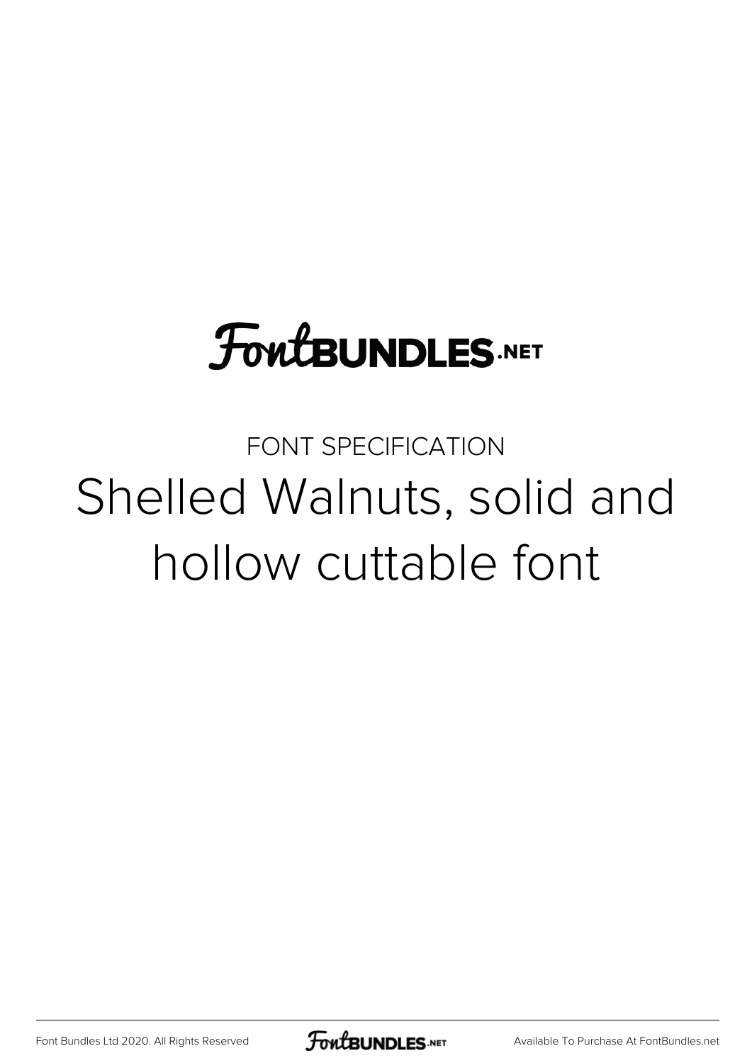# FontBUNDLES.NET

FONT SPECIFICATION

## Shelled Walnuts, solid and hollow cuttable font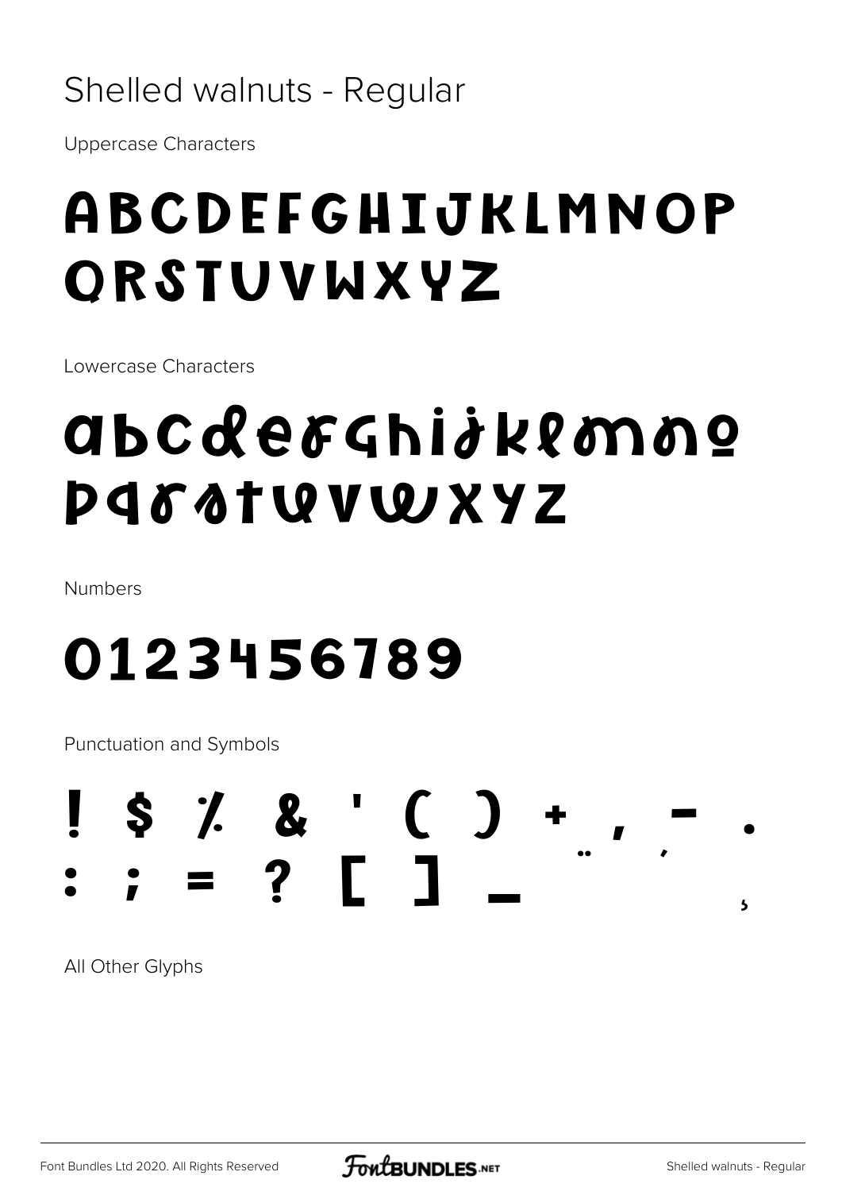# Shelled walnuts - Regular

Uppercase Characters

## ABCDEFGHIJKLMNOP QRSTUVWXYZ

Lowercase Characters

## abcdefghijklmno pqrstuvwxyz

Numbers

## 0123456789

Punctuation and Symbols

## ! $ % & ' ( ) + , - . : ; = ? [ ] _ ¨ ´ ¸

All Other Glyphs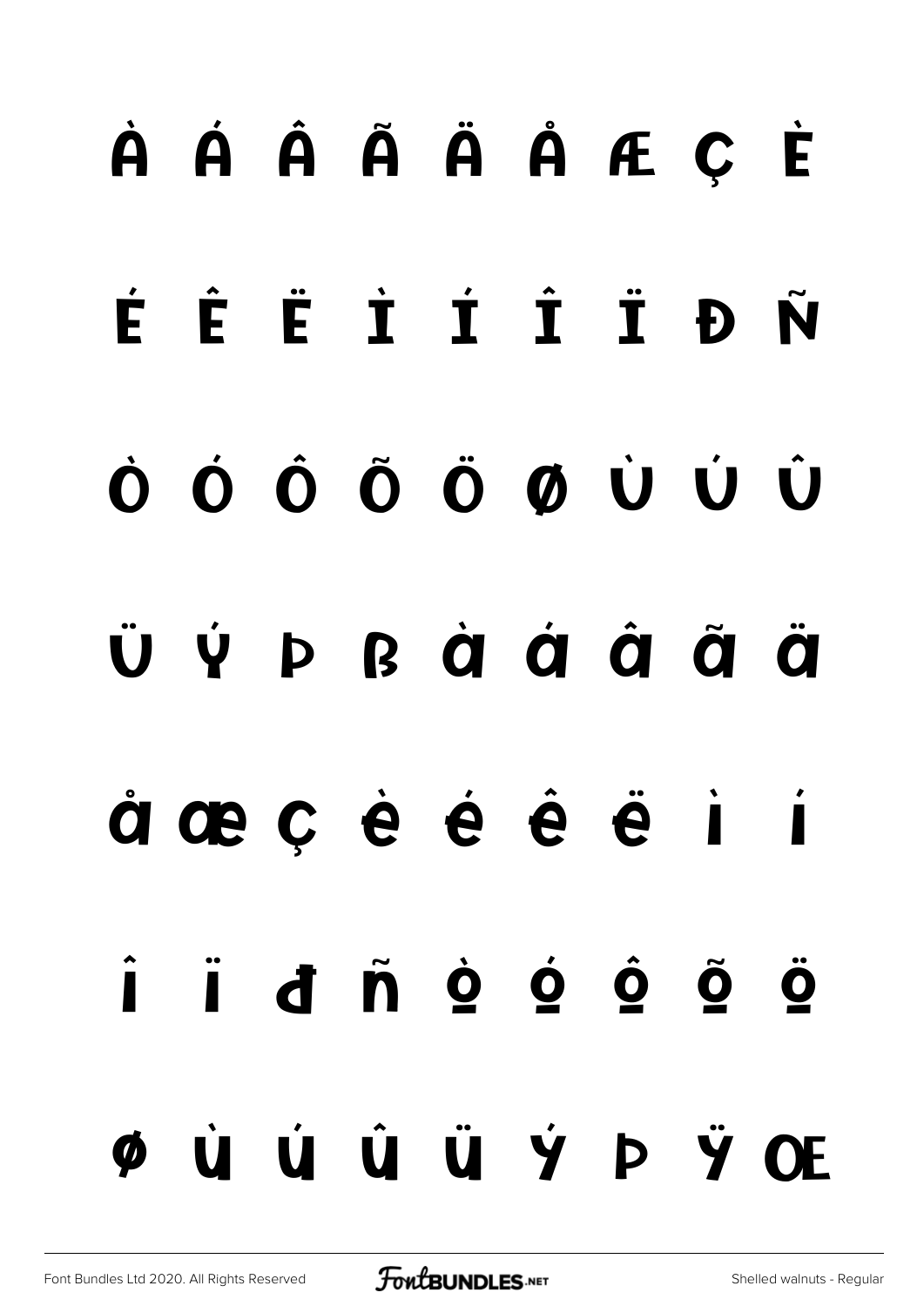À Á Â Ã Ä Å Æ Ç È

É Ê Ë Ì Í Î Ï Ð Ñ

Ò Ó Ô Õ Ö Ø Ù Ú Û

Ü Ý Þ ß à á â ã ä

å æ ç è é ê ë ì í

î ï ð ñ ò ó ô õ ö

ø ù ú û ü ý þ ÿ Œ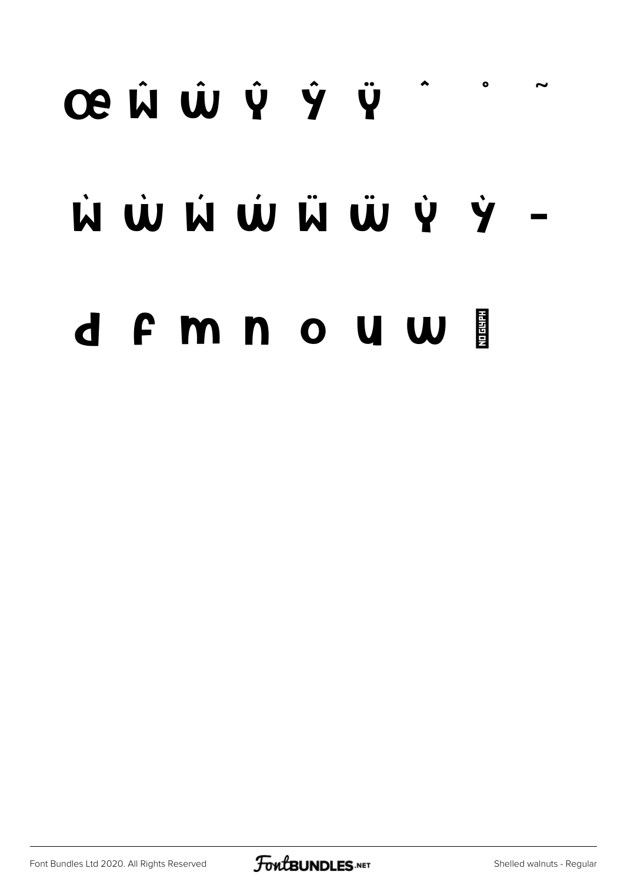œ Ŵ ŵ Ŷ ŷ Ÿ ˆ ˚ ˜

Ẁ ẁ Ẃ ẃ Ẅ ẅ Ỳ ỳ –

d f m n o u w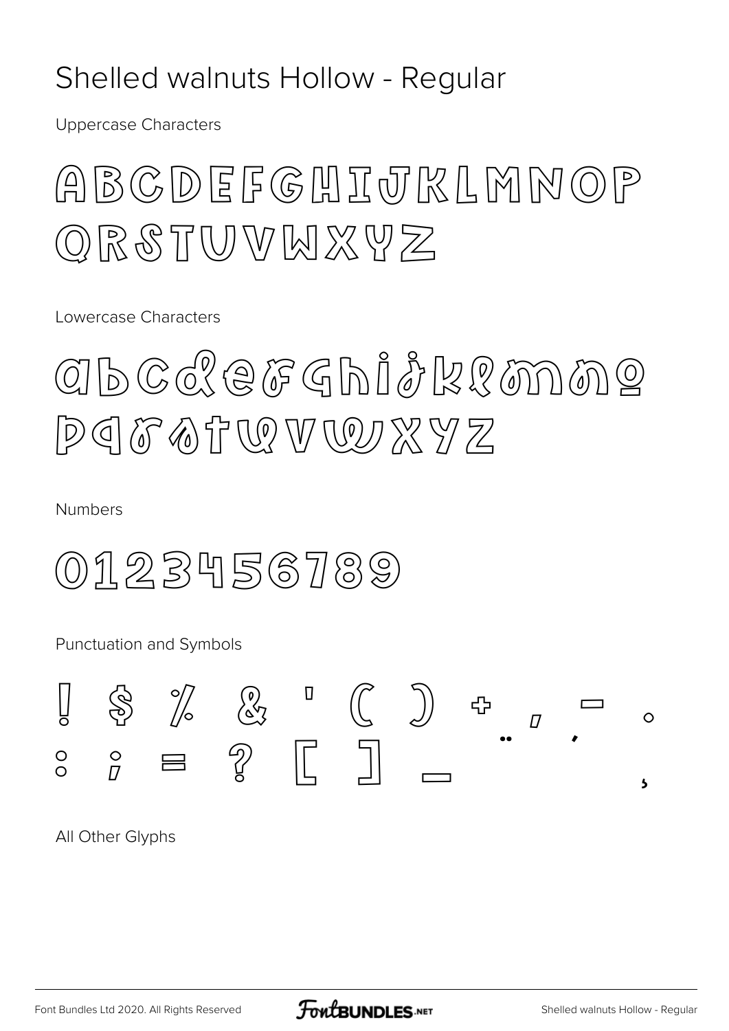# Shelled walnuts Hollow - Regular

Uppercase Characters

ABCDEFGHIJKLMNOP
QRSTUVWXYZ

Lowercase Characters

abcdefghijklmno
pqrstuvwxyz

Numbers

0123456789

Punctuation and Symbols

! $ % & ' ( ) + , - .
: ; = ? [ ] _ ¨ ´ ¸

All Other Glyphs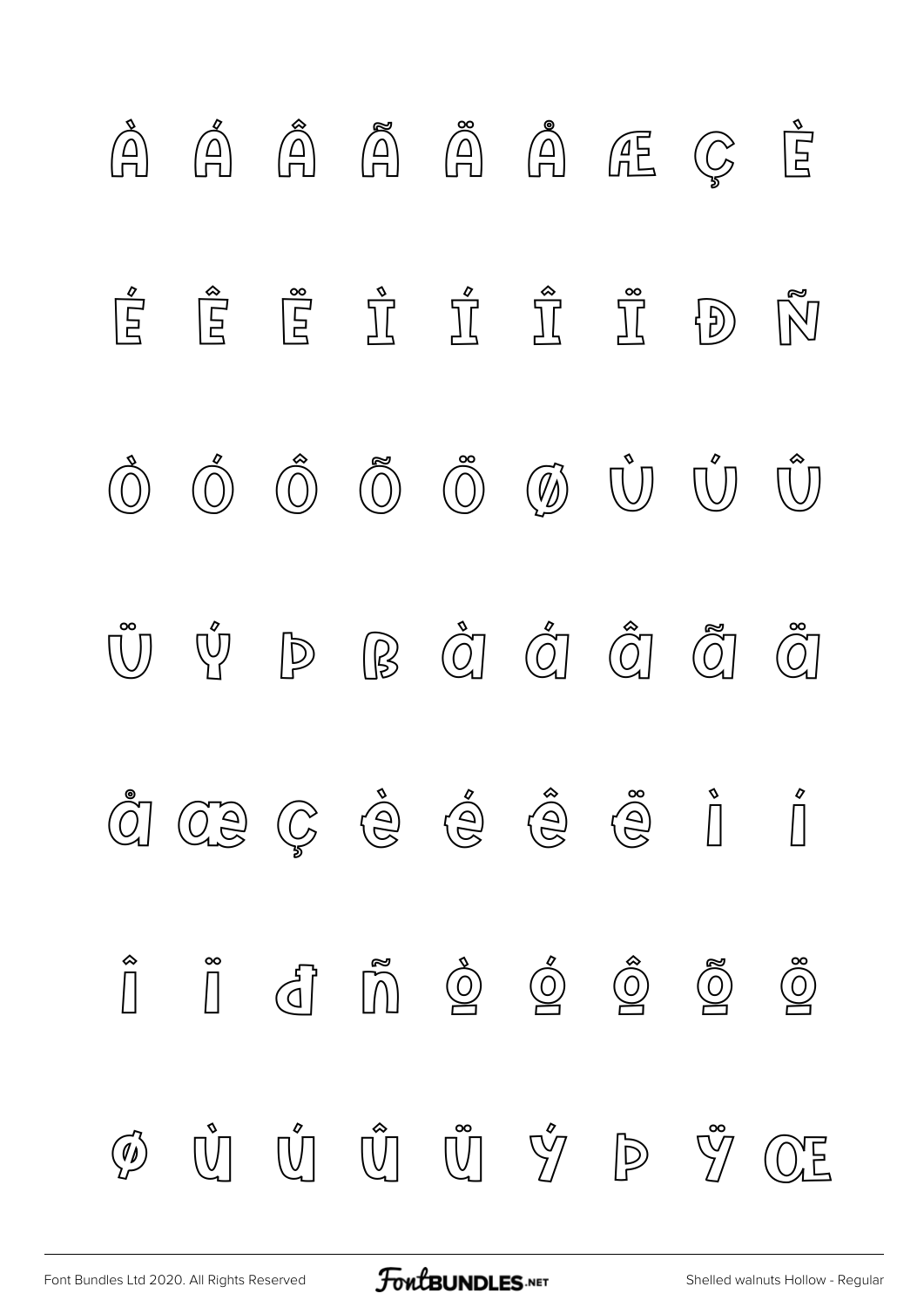À Á Â Ã Ä Å Æ Ç È

É Ê Ë Ì Í Î Ï Ð Ñ

Ò Ó Ô Õ Ö Ø Ù Ú Û

Ü Ý Þ ß à á â ã ä

å æ ç è é ê ë ì í

î ï ð ñ ò ó ô õ ö

ø ù ú û ü ý þ ÿ Œ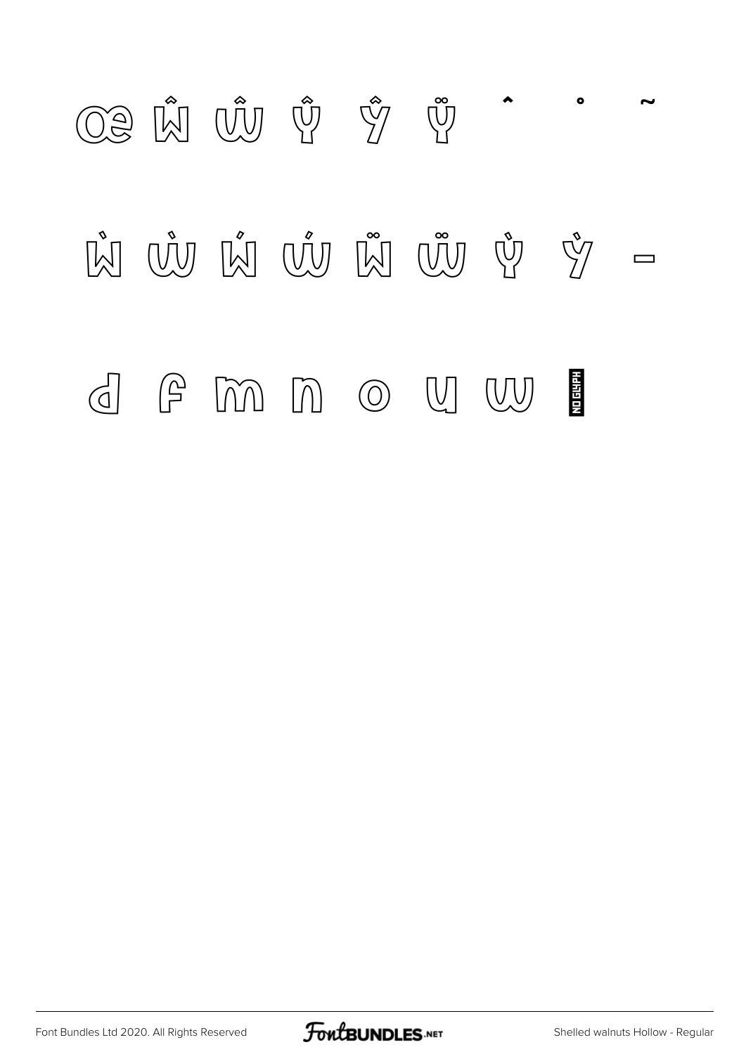œ Ŵ ŵ Ŷ ŷ Ÿ ˆ ˚ ˜

Ẁ ẁ Ẃ ẃ Ẅ ẅ Ỳ ỳ –

d f m n o u w NO GLYPH